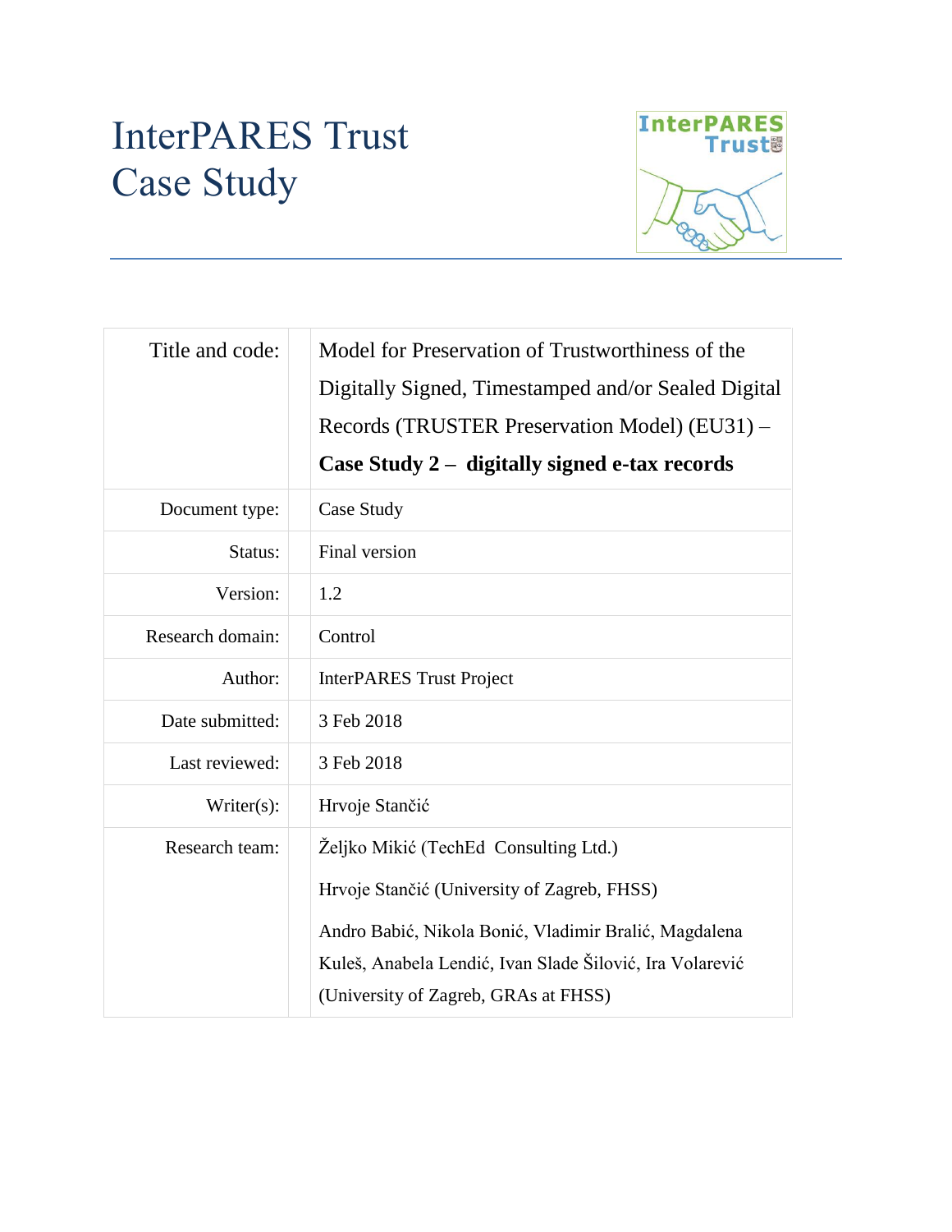# InterPARES Trust
# Case Study

| | |
|---|---|
| Title and code: | Model for Preservation of Trustworthiness of the Digitally Signed, Timestamped and/or Sealed Digital Records (TRUSTER Preservation Model) (EU31) – **Case Study 2 – digitally signed e-tax records** |
| Document type: | Case Study |
| Status: | Final version |
| Version: | 1.2 |
| Research domain: | Control |
| Author: | InterPARES Trust Project |
| Date submitted: | 3 Feb 2018 |
| Last reviewed: | 3 Feb 2018 |
| Writer(s): | Hrvoje Stančić |
| Research team: | Željko Mikić (TechEd Consulting Ltd.)<br>Hrvoje Stančić (University of Zagreb, FHSS)<br>Andro Babić, Nikola Bonić, Vladimir Bralić, Magdalena Kuleš, Anabela Lendić, Ivan Slade Šilović, Ira Volarević (University of Zagreb, GRAs at FHSS) |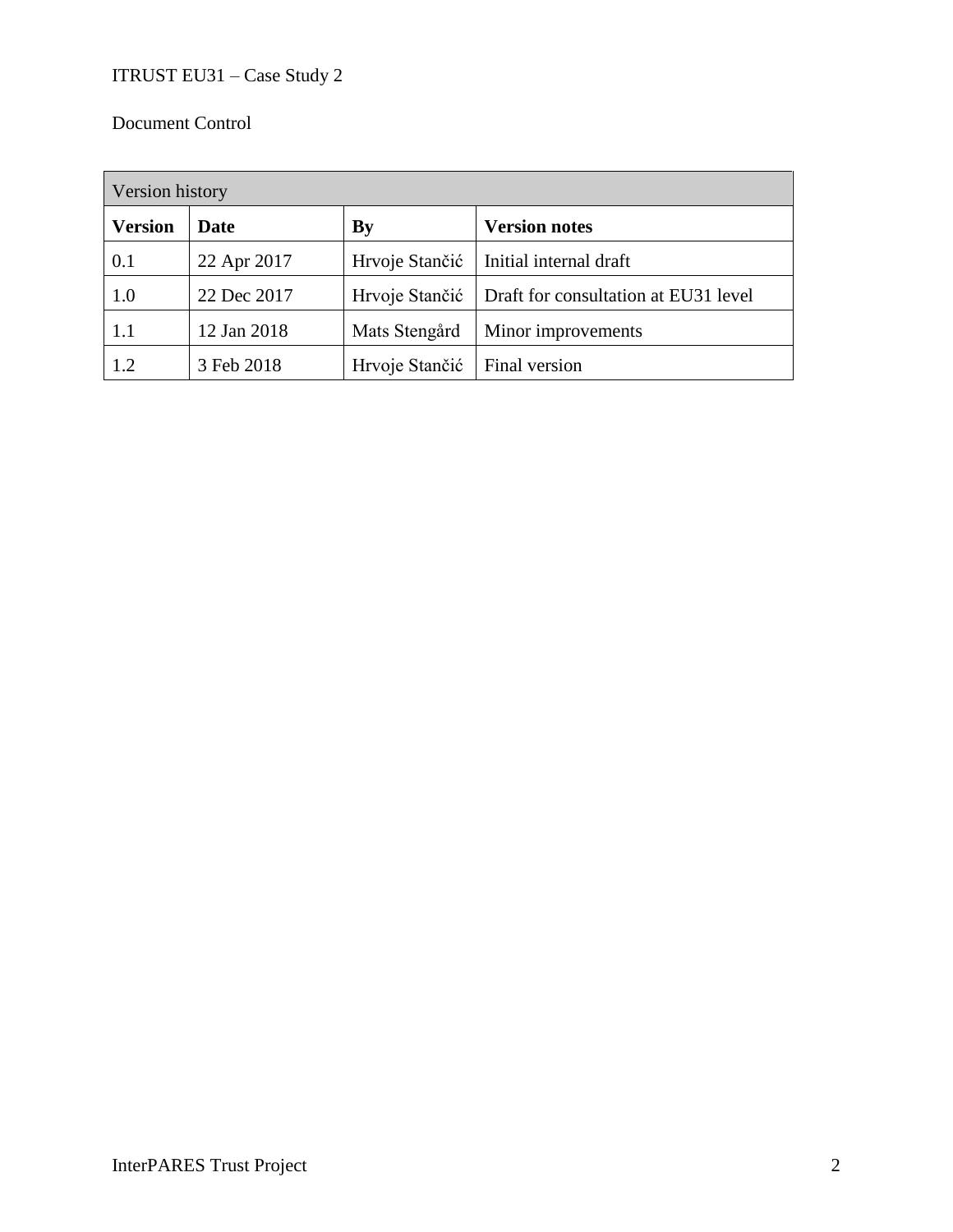Document Control

| Version history | | | |
|---|---|---|---|
| **Version** | **Date** | **By** | **Version notes** |
| 0.1 | 22 Apr 2017 | Hrvoje Stančić | Initial internal draft |
| 1.0 | 22 Dec 2017 | Hrvoje Stančić | Draft for consultation at EU31 level |
| 1.1 | 12 Jan 2018 | Mats Stengård | Minor improvements |
| 1.2 | 3 Feb 2018 | Hrvoje Stančić | Final version |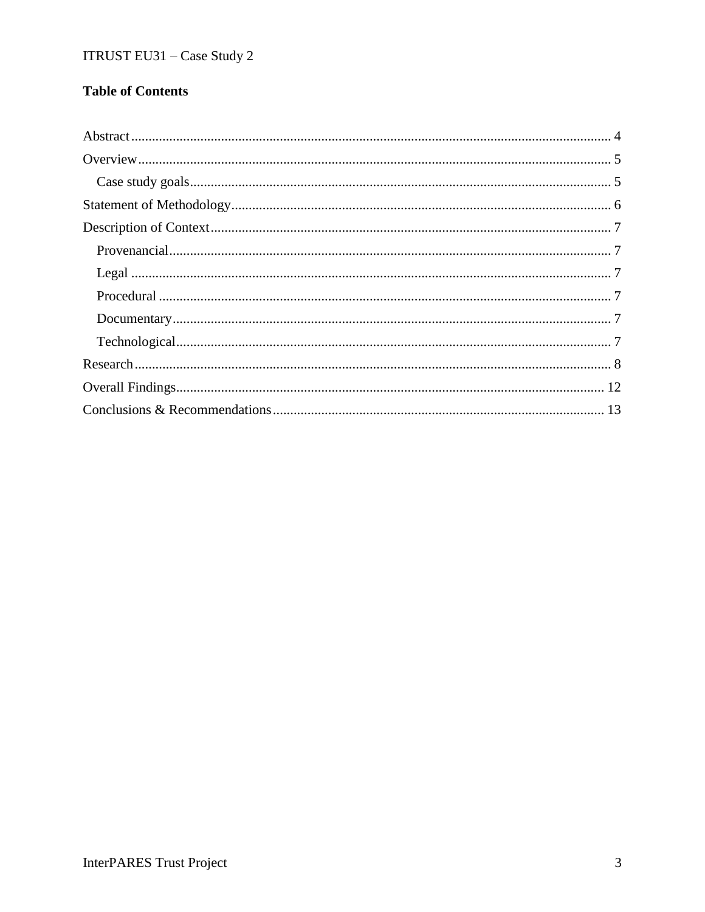**Table of Contents**

Abstract ........ 4
Overview ........ 5
  Case study goals ........ 5
Statement of Methodology ........ 6
Description of Context ........ 7
  Provenancial ........ 7
  Legal ........ 7
  Procedural ........ 7
  Documentary ........ 7
  Technological ........ 7
Research ........ 8
Overall Findings ........ 12
Conclusions & Recommendations ........ 13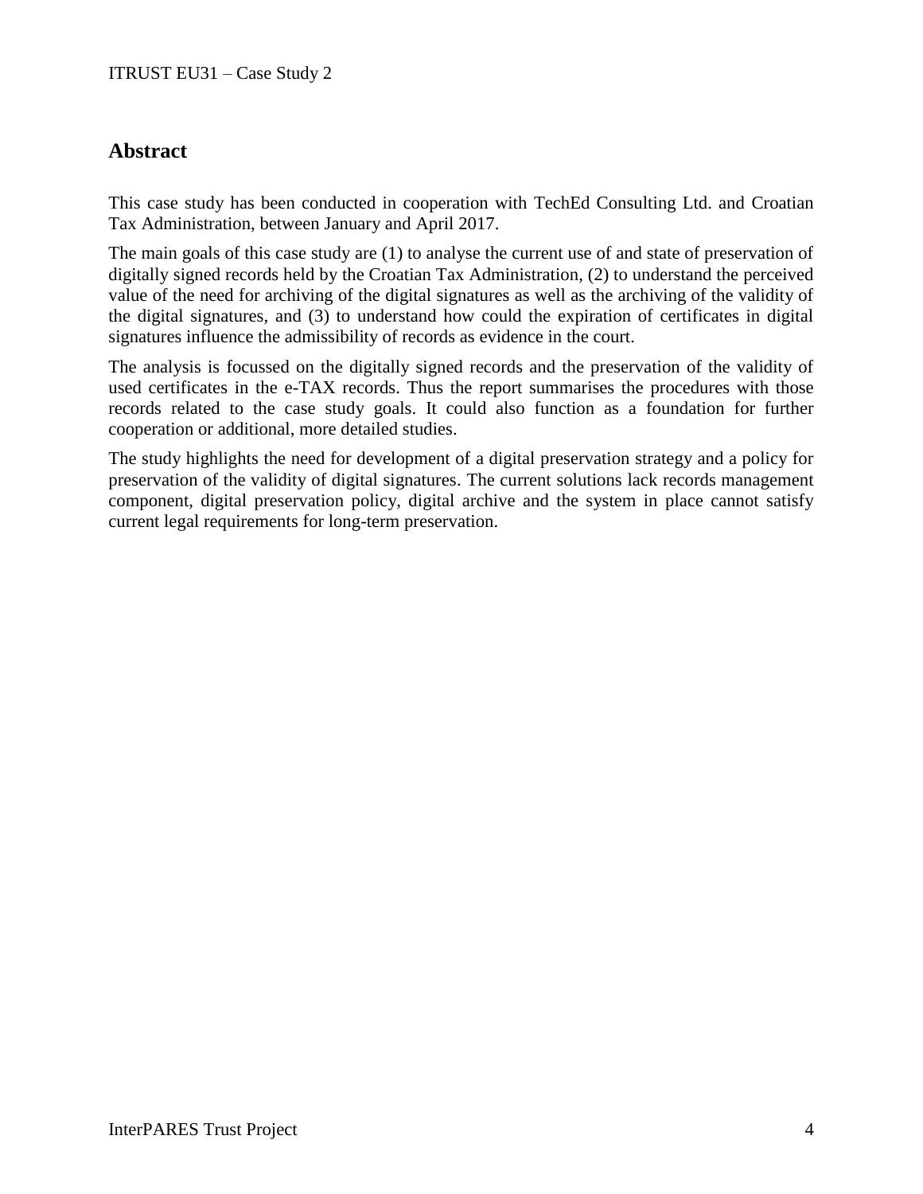## Abstract

This case study has been conducted in cooperation with TechEd Consulting Ltd. and Croatian Tax Administration, between January and April 2017.

The main goals of this case study are (1) to analyse the current use of and state of preservation of digitally signed records held by the Croatian Tax Administration, (2) to understand the perceived value of the need for archiving of the digital signatures as well as the archiving of the validity of the digital signatures, and (3) to understand how could the expiration of certificates in digital signatures influence the admissibility of records as evidence in the court.

The analysis is focussed on the digitally signed records and the preservation of the validity of used certificates in the e-TAX records. Thus the report summarises the procedures with those records related to the case study goals. It could also function as a foundation for further cooperation or additional, more detailed studies.

The study highlights the need for development of a digital preservation strategy and a policy for preservation of the validity of digital signatures. The current solutions lack records management component, digital preservation policy, digital archive and the system in place cannot satisfy current legal requirements for long-term preservation.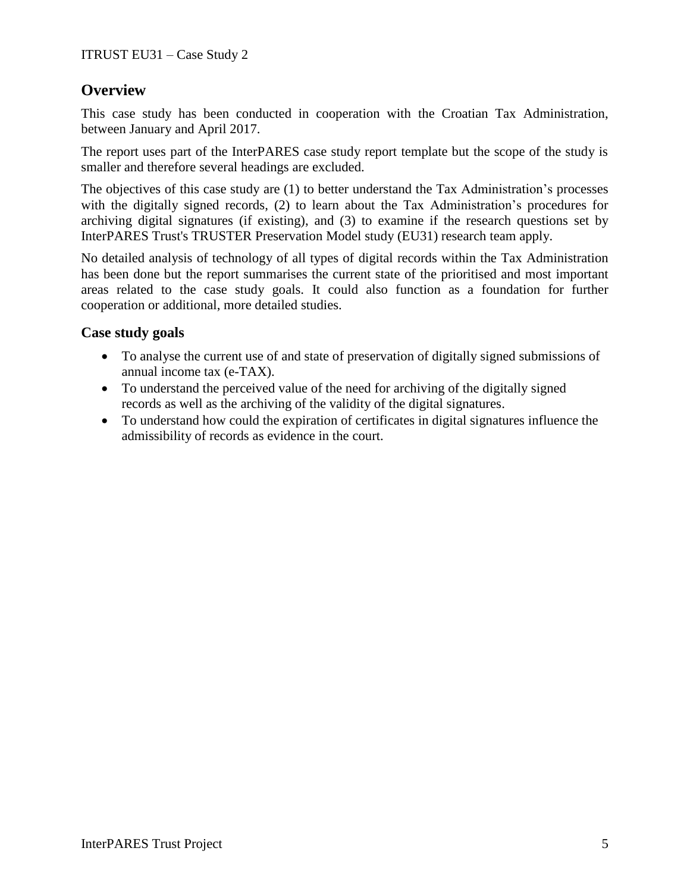## Overview

This case study has been conducted in cooperation with the Croatian Tax Administration, between January and April 2017.

The report uses part of the InterPARES case study report template but the scope of the study is smaller and therefore several headings are excluded.

The objectives of this case study are (1) to better understand the Tax Administration's processes with the digitally signed records, (2) to learn about the Tax Administration's procedures for archiving digital signatures (if existing), and (3) to examine if the research questions set by InterPARES Trust's TRUSTER Preservation Model study (EU31) research team apply.

No detailed analysis of technology of all types of digital records within the Tax Administration has been done but the report summarises the current state of the prioritised and most important areas related to the case study goals. It could also function as a foundation for further cooperation or additional, more detailed studies.

### Case study goals

- To analyse the current use of and state of preservation of digitally signed submissions of annual income tax (e-TAX).
- To understand the perceived value of the need for archiving of the digitally signed records as well as the archiving of the validity of the digital signatures.
- To understand how could the expiration of certificates in digital signatures influence the admissibility of records as evidence in the court.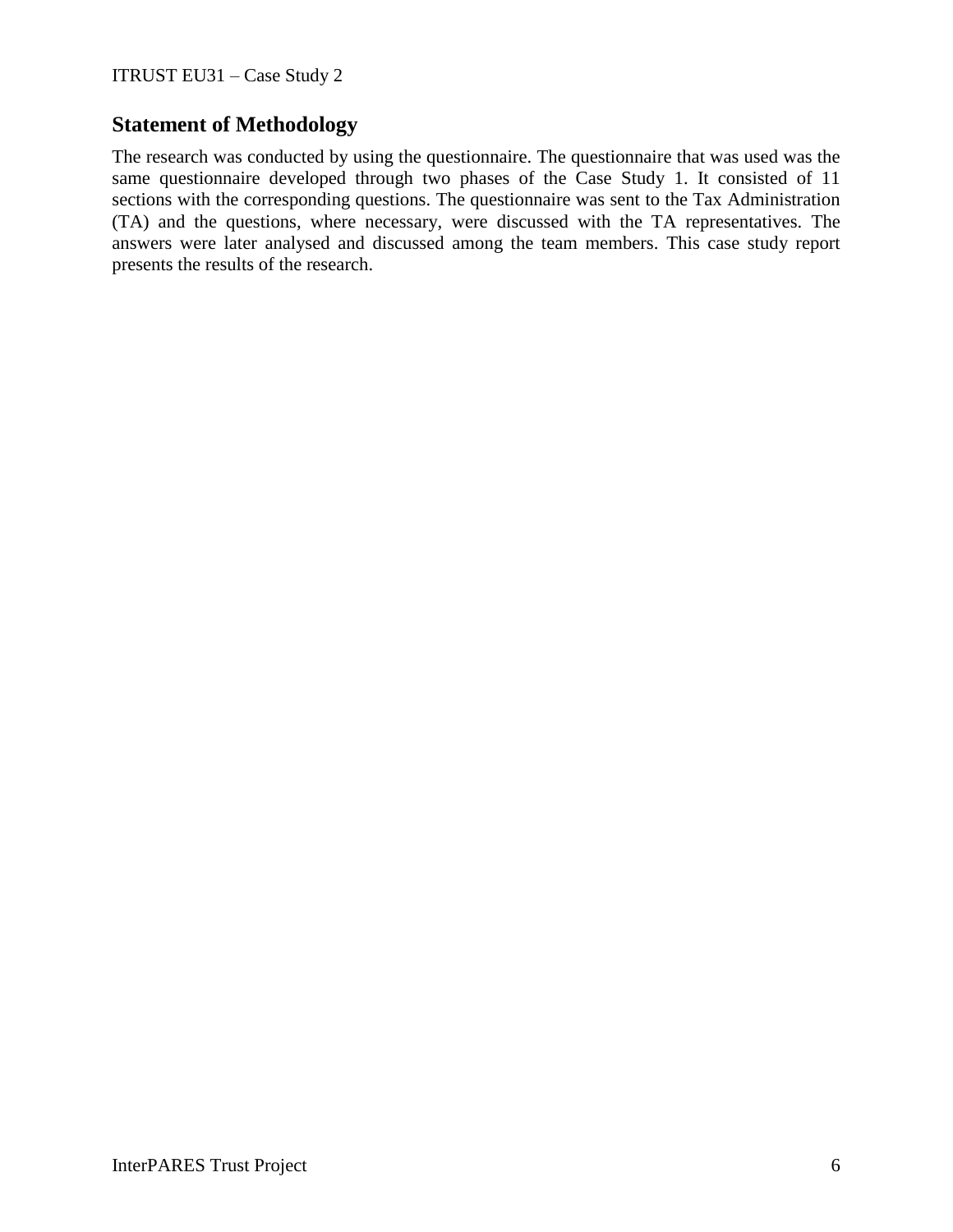## Statement of Methodology

The research was conducted by using the questionnaire. The questionnaire that was used was the same questionnaire developed through two phases of the Case Study 1. It consisted of 11 sections with the corresponding questions. The questionnaire was sent to the Tax Administration (TA) and the questions, where necessary, were discussed with the TA representatives. The answers were later analysed and discussed among the team members. This case study report presents the results of the research.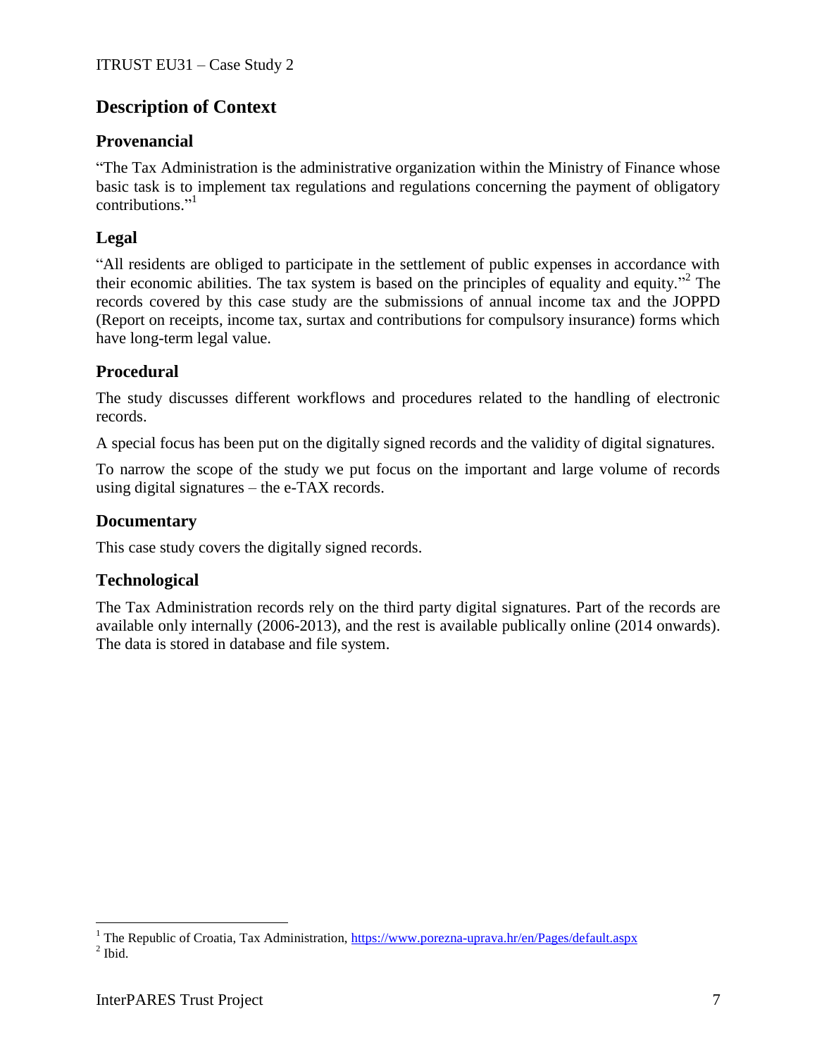## Description of Context

### Provenancial

"The Tax Administration is the administrative organization within the Ministry of Finance whose basic task is to implement tax regulations and regulations concerning the payment of obligatory contributions."[1]

### Legal

"All residents are obliged to participate in the settlement of public expenses in accordance with their economic abilities. The tax system is based on the principles of equality and equity."[2] The records covered by this case study are the submissions of annual income tax and the JOPPD (Report on receipts, income tax, surtax and contributions for compulsory insurance) forms which have long-term legal value.

### Procedural

The study discusses different workflows and procedures related to the handling of electronic records.

A special focus has been put on the digitally signed records and the validity of digital signatures.

To narrow the scope of the study we put focus on the important and large volume of records using digital signatures – the e-TAX records.

### Documentary

This case study covers the digitally signed records.

### Technological

The Tax Administration records rely on the third party digital signatures. Part of the records are available only internally (2006-2013), and the rest is available publically online (2014 onwards). The data is stored in database and file system.

---

[1] The Republic of Croatia, Tax Administration, https://www.porezna-uprava.hr/en/Pages/default.aspx

[2] Ibid.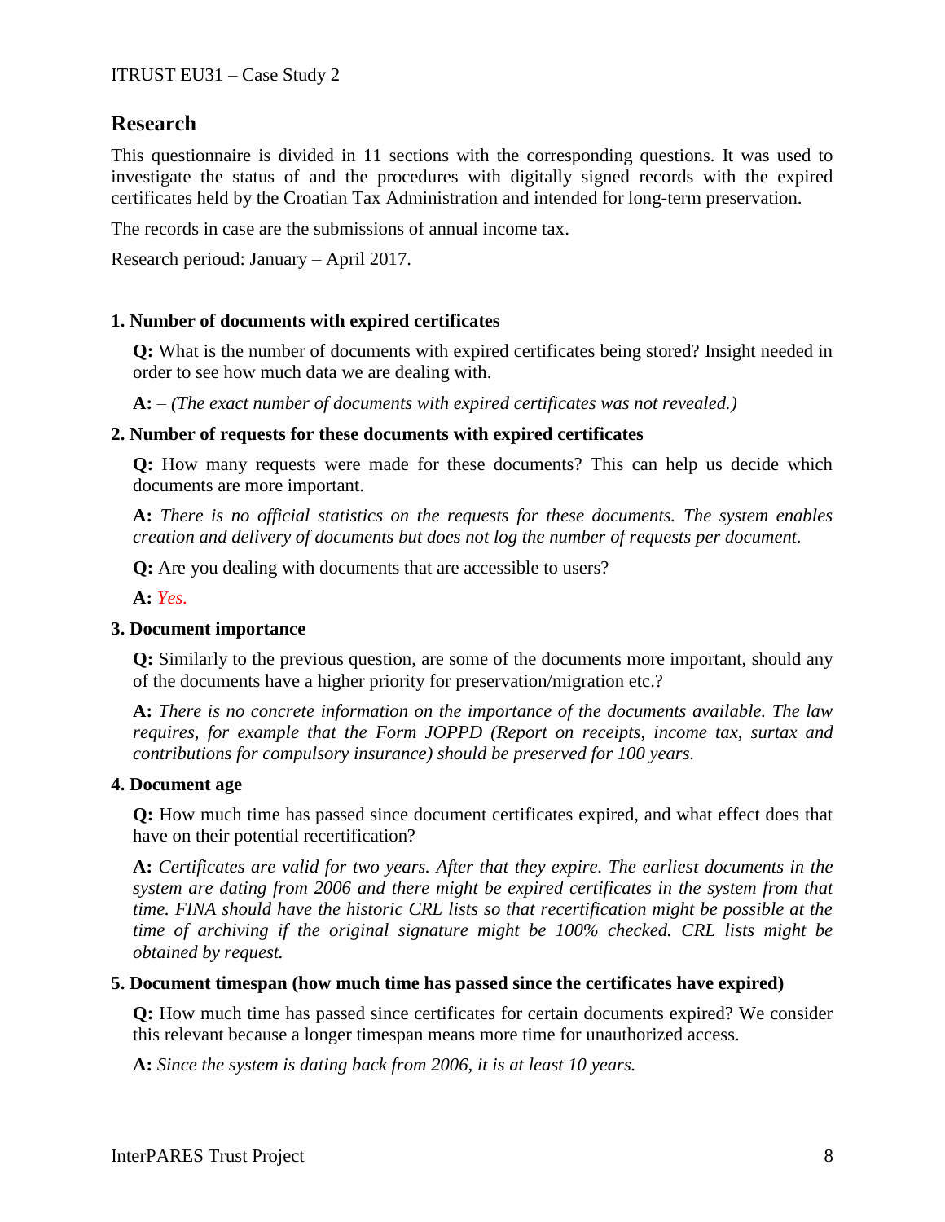## Research

This questionnaire is divided in 11 sections with the corresponding questions. It was used to investigate the status of and the procedures with digitally signed records with the expired certificates held by the Croatian Tax Administration and intended for long-term preservation.

The records in case are the submissions of annual income tax.

Research perioud: January – April 2017.

### 1. Number of documents with expired certificates

**Q:** What is the number of documents with expired certificates being stored? Insight needed in order to see how much data we are dealing with.

**A:** – *(The exact number of documents with expired certificates was not revealed.)*

### 2. Number of requests for these documents with expired certificates

**Q:** How many requests were made for these documents? This can help us decide which documents are more important.

**A:** *There is no official statistics on the requests for these documents. The system enables creation and delivery of documents but does not log the number of requests per document.*

**Q:** Are you dealing with documents that are accessible to users?

**A:** *Yes.*

### 3. Document importance

**Q:** Similarly to the previous question, are some of the documents more important, should any of the documents have a higher priority for preservation/migration etc.?

**A:** *There is no concrete information on the importance of the documents available. The law requires, for example that the Form JOPPD (Report on receipts, income tax, surtax and contributions for compulsory insurance) should be preserved for 100 years.*

### 4. Document age

**Q:** How much time has passed since document certificates expired, and what effect does that have on their potential recertification?

**A:** *Certificates are valid for two years. After that they expire. The earliest documents in the system are dating from 2006 and there might be expired certificates in the system from that time. FINA should have the historic CRL lists so that recertification might be possible at the time of archiving if the original signature might be 100% checked. CRL lists might be obtained by request.*

### 5. Document timespan (how much time has passed since the certificates have expired)

**Q:** How much time has passed since certificates for certain documents expired? We consider this relevant because a longer timespan means more time for unauthorized access.

**A:** *Since the system is dating back from 2006, it is at least 10 years.*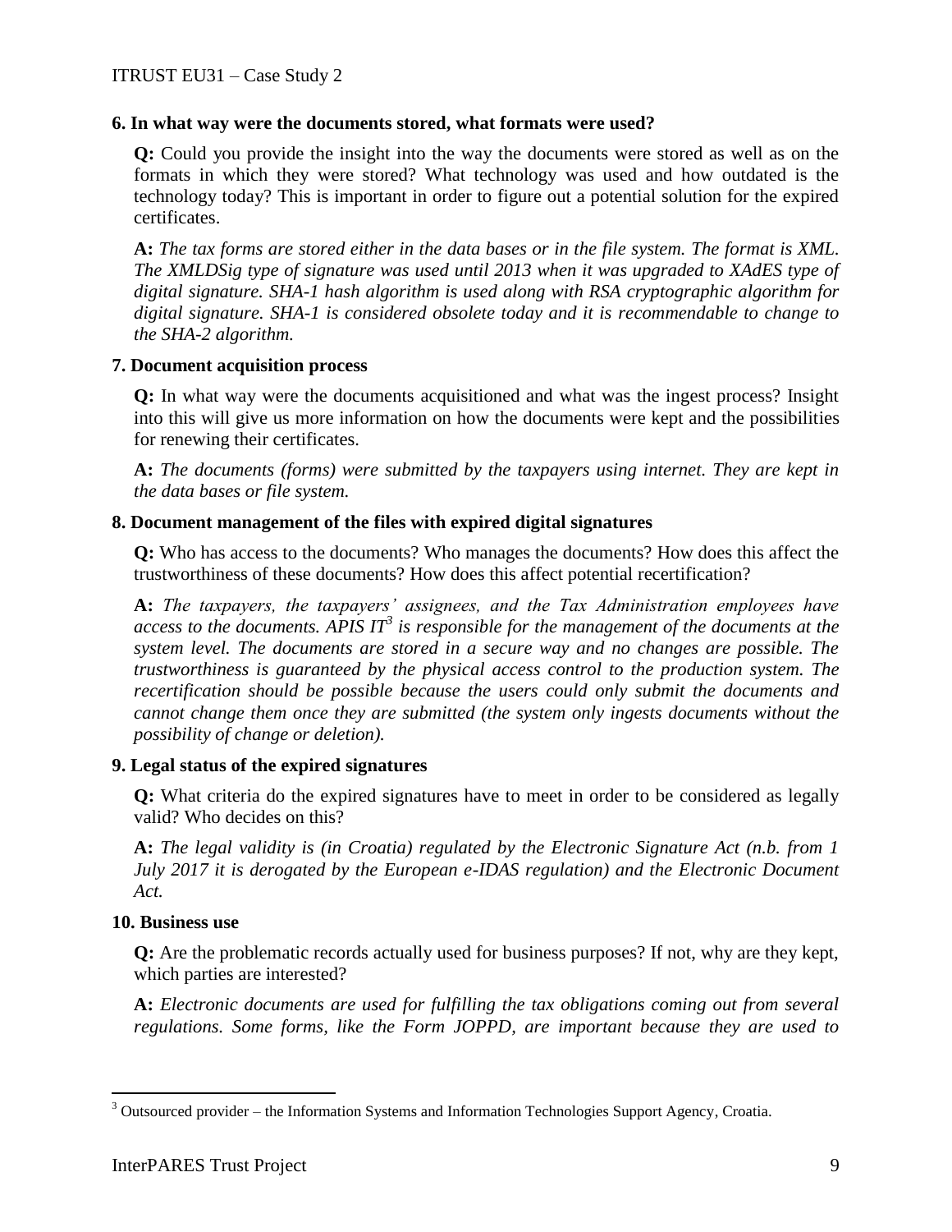### 6. In what way were the documents stored, what formats were used?

**Q:** Could you provide the insight into the way the documents were stored as well as on the formats in which they were stored? What technology was used and how outdated is the technology today? This is important in order to figure out a potential solution for the expired certificates.

**A:** *The tax forms are stored either in the data bases or in the file system. The format is XML. The XMLDSig type of signature was used until 2013 when it was upgraded to XAdES type of digital signature. SHA-1 hash algorithm is used along with RSA cryptographic algorithm for digital signature. SHA-1 is considered obsolete today and it is recommendable to change to the SHA-2 algorithm.*

### 7. Document acquisition process

**Q:** In what way were the documents acquisitioned and what was the ingest process? Insight into this will give us more information on how the documents were kept and the possibilities for renewing their certificates.

**A:** *The documents (forms) were submitted by the taxpayers using internet. They are kept in the data bases or file system.*

### 8. Document management of the files with expired digital signatures

**Q:** Who has access to the documents? Who manages the documents? How does this affect the trustworthiness of these documents? How does this affect potential recertification?

**A:** *The taxpayers, the taxpayers' assignees, and the Tax Administration employees have access to the documents. APIS IT[3] is responsible for the management of the documents at the system level. The documents are stored in a secure way and no changes are possible. The trustworthiness is guaranteed by the physical access control to the production system. The recertification should be possible because the users could only submit the documents and cannot change them once they are submitted (the system only ingests documents without the possibility of change or deletion).*

### 9. Legal status of the expired signatures

**Q:** What criteria do the expired signatures have to meet in order to be considered as legally valid? Who decides on this?

**A:** *The legal validity is (in Croatia) regulated by the Electronic Signature Act (n.b. from 1 July 2017 it is derogated by the European e-IDAS regulation) and the Electronic Document Act.*

### 10. Business use

**Q:** Are the problematic records actually used for business purposes? If not, why are they kept, which parties are interested?

**A:** *Electronic documents are used for fulfilling the tax obligations coming out from several regulations. Some forms, like the Form JOPPD, are important because they are used to*

---

[3] Outsourced provider – the Information Systems and Information Technologies Support Agency, Croatia.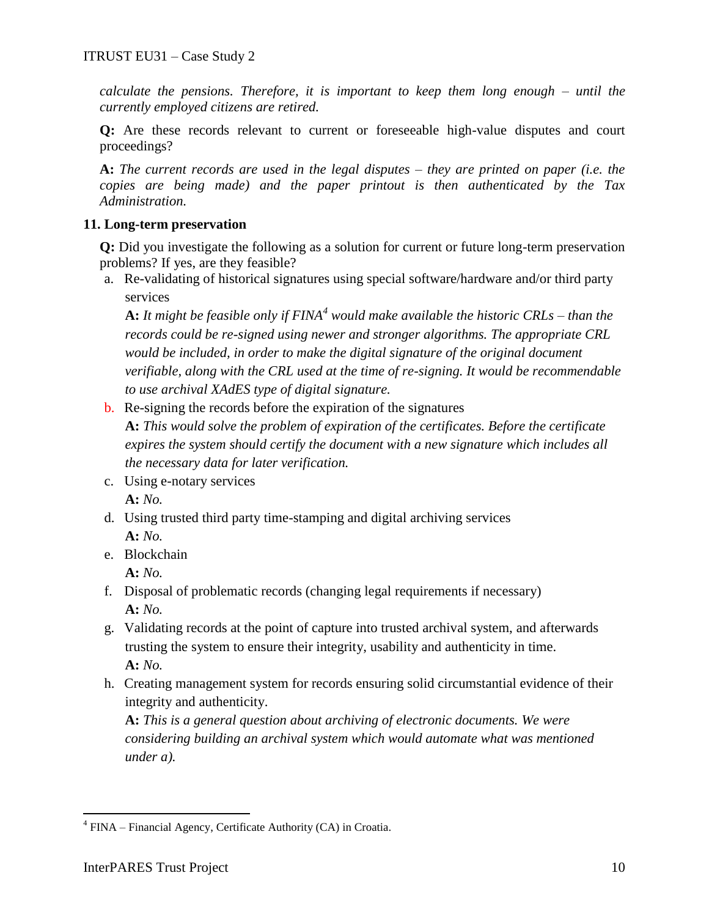*calculate the pensions. Therefore, it is important to keep them long enough – until the currently employed citizens are retired.*

**Q:** Are these records relevant to current or foreseeable high-value disputes and court proceedings?

**A:** *The current records are used in the legal disputes – they are printed on paper (i.e. the copies are being made) and the paper printout is then authenticated by the Tax Administration.*

### 11. Long-term preservation

**Q:** Did you investigate the following as a solution for current or future long-term preservation problems? If yes, are they feasible?

a. Re-validating of historical signatures using special software/hardware and/or third party services
   **A:** *It might be feasible only if FINA[4] would make available the historic CRLs – than the records could be re-signed using newer and stronger algorithms. The appropriate CRL would be included, in order to make the digital signature of the original document verifiable, along with the CRL used at the time of re-signing. It would be recommendable to use archival XAdES type of digital signature.*

b. Re-signing the records before the expiration of the signatures
   **A:** *This would solve the problem of expiration of the certificates. Before the certificate expires the system should certify the document with a new signature which includes all the necessary data for later verification.*

c. Using e-notary services
   **A:** *No.*

d. Using trusted third party time-stamping and digital archiving services
   **A:** *No.*

e. Blockchain
   **A:** *No.*

f. Disposal of problematic records (changing legal requirements if necessary)
   **A:** *No.*

g. Validating records at the point of capture into trusted archival system, and afterwards trusting the system to ensure their integrity, usability and authenticity in time.
   **A:** *No.*

h. Creating management system for records ensuring solid circumstantial evidence of their integrity and authenticity.
   **A:** *This is a general question about archiving of electronic documents. We were considering building an archival system which would automate what was mentioned under a).*

---

[4] FINA – Financial Agency, Certificate Authority (CA) in Croatia.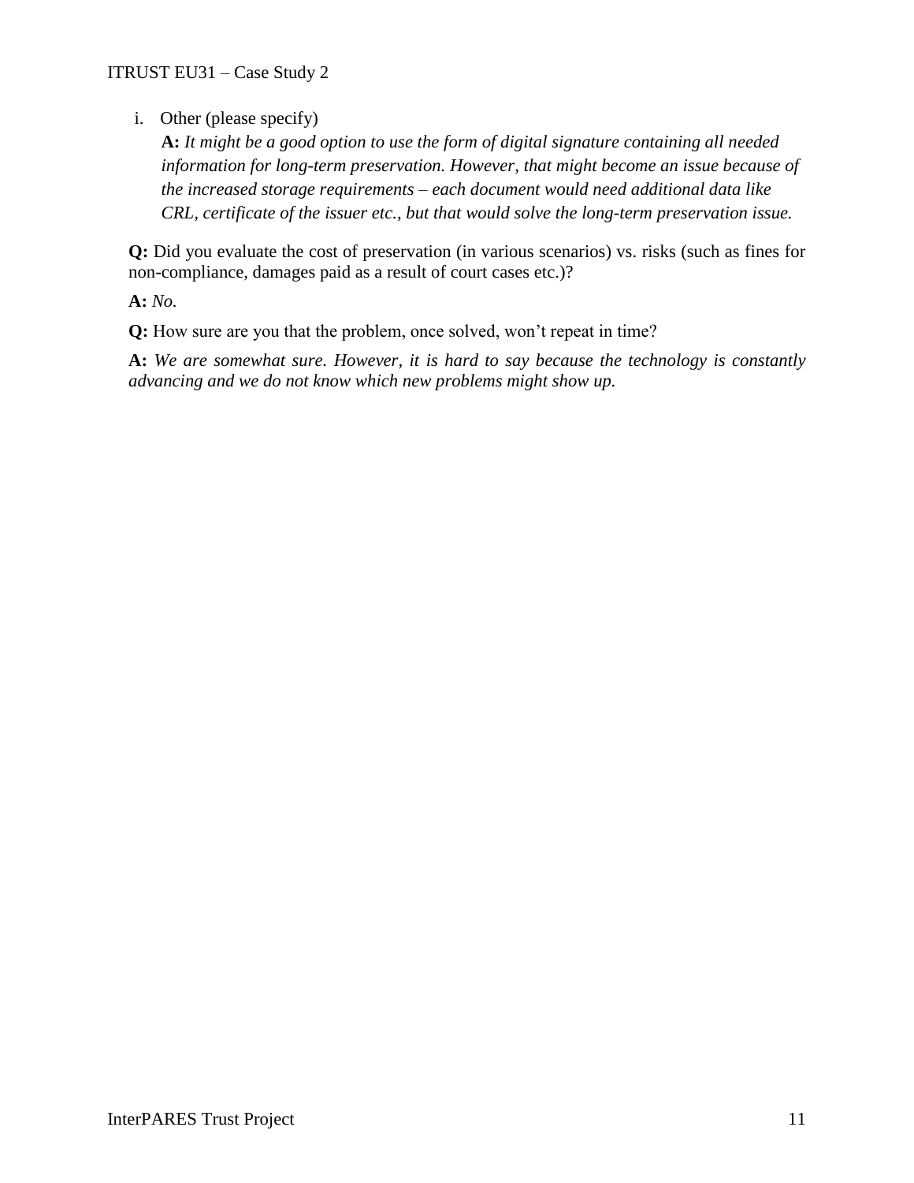i. Other (please specify)
   **A:** *It might be a good option to use the form of digital signature containing all needed information for long-term preservation. However, that might become an issue because of the increased storage requirements – each document would need additional data like CRL, certificate of the issuer etc., but that would solve the long-term preservation issue.*

**Q:** Did you evaluate the cost of preservation (in various scenarios) vs. risks (such as fines for non-compliance, damages paid as a result of court cases etc.)?

**A:** *No.*

**Q:** How sure are you that the problem, once solved, won't repeat in time?

**A:** *We are somewhat sure. However, it is hard to say because the technology is constantly advancing and we do not know which new problems might show up.*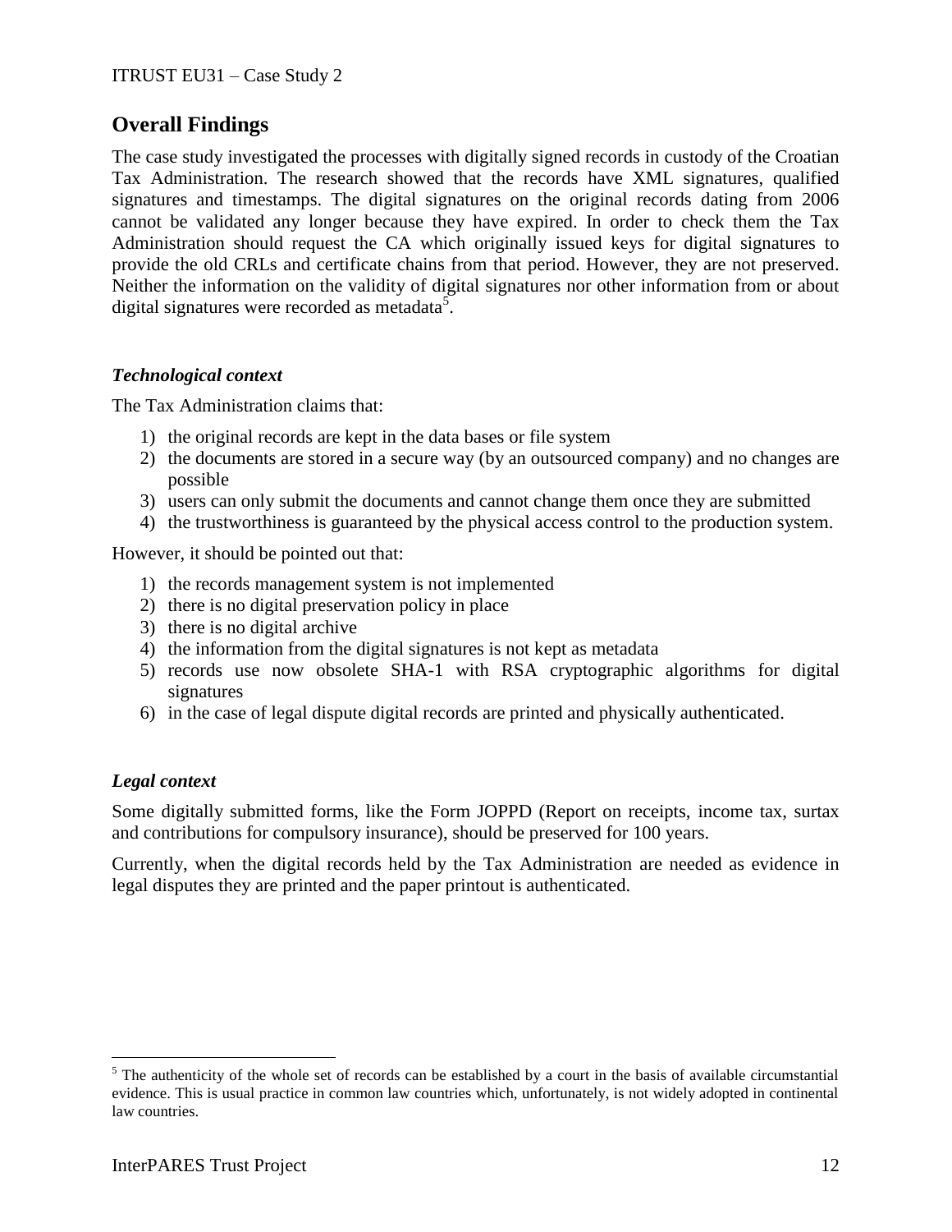## Overall Findings

The case study investigated the processes with digitally signed records in custody of the Croatian Tax Administration. The research showed that the records have XML signatures, qualified signatures and timestamps. The digital signatures on the original records dating from 2006 cannot be validated any longer because they have expired. In order to check them the Tax Administration should request the CA which originally issued keys for digital signatures to provide the old CRLs and certificate chains from that period. However, they are not preserved. Neither the information on the validity of digital signatures nor other information from or about digital signatures were recorded as metadata[5].

### *Technological context*

The Tax Administration claims that:

1) the original records are kept in the data bases or file system
2) the documents are stored in a secure way (by an outsourced company) and no changes are possible
3) users can only submit the documents and cannot change them once they are submitted
4) the trustworthiness is guaranteed by the physical access control to the production system.

However, it should be pointed out that:

1) the records management system is not implemented
2) there is no digital preservation policy in place
3) there is no digital archive
4) the information from the digital signatures is not kept as metadata
5) records use now obsolete SHA-1 with RSA cryptographic algorithms for digital signatures
6) in the case of legal dispute digital records are printed and physically authenticated.

### *Legal context*

Some digitally submitted forms, like the Form JOPPD (Report on receipts, income tax, surtax and contributions for compulsory insurance), should be preserved for 100 years.

Currently, when the digital records held by the Tax Administration are needed as evidence in legal disputes they are printed and the paper printout is authenticated.

---

[5] The authenticity of the whole set of records can be established by a court in the basis of available circumstantial evidence. This is usual practice in common law countries which, unfortunately, is not widely adopted in continental law countries.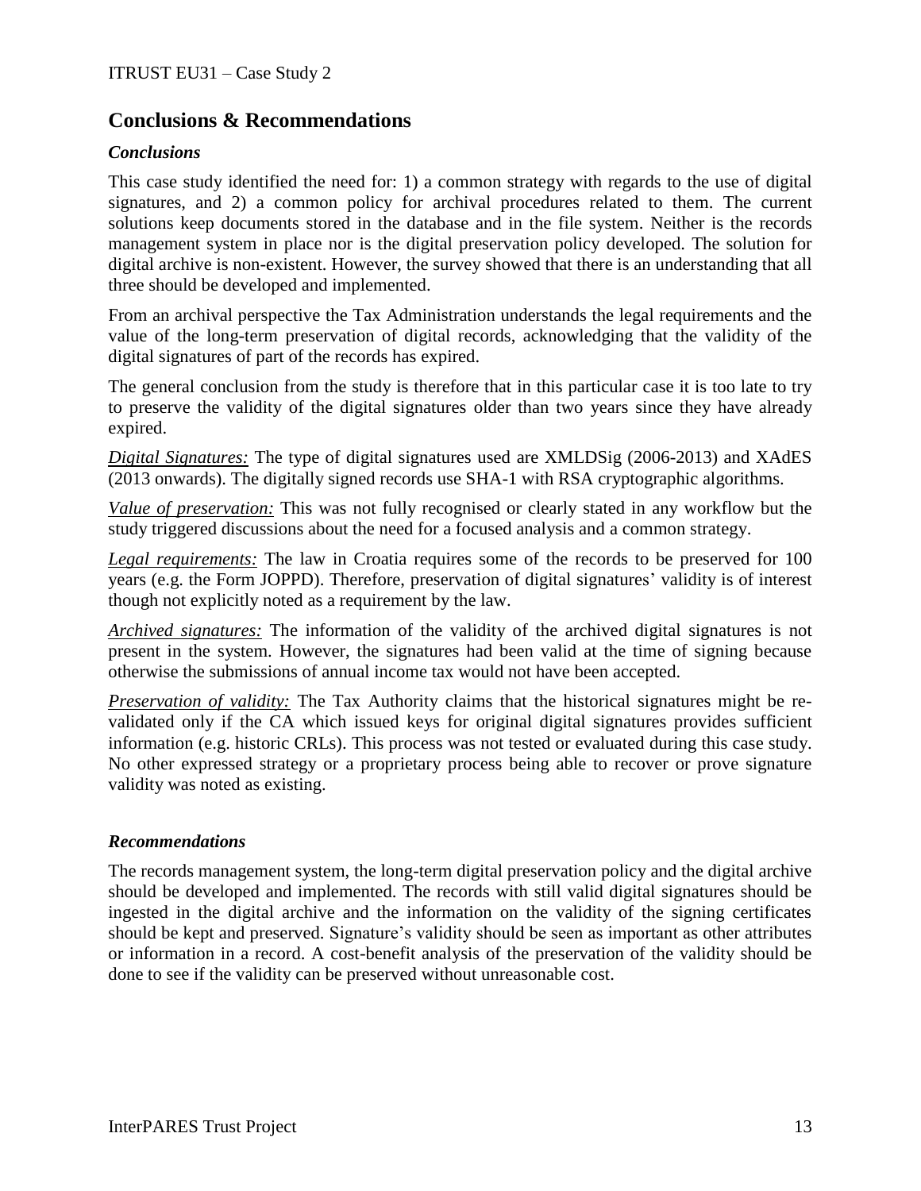## Conclusions & Recommendations

### *Conclusions*

This case study identified the need for: 1) a common strategy with regards to the use of digital signatures, and 2) a common policy for archival procedures related to them. The current solutions keep documents stored in the database and in the file system. Neither is the records management system in place nor is the digital preservation policy developed. The solution for digital archive is non-existent. However, the survey showed that there is an understanding that all three should be developed and implemented.

From an archival perspective the Tax Administration understands the legal requirements and the value of the long-term preservation of digital records, acknowledging that the validity of the digital signatures of part of the records has expired.

The general conclusion from the study is therefore that in this particular case it is too late to try to preserve the validity of the digital signatures older than two years since they have already expired.

*Digital Signatures:* The type of digital signatures used are XMLDSig (2006-2013) and XAdES (2013 onwards). The digitally signed records use SHA-1 with RSA cryptographic algorithms.

*Value of preservation:* This was not fully recognised or clearly stated in any workflow but the study triggered discussions about the need for a focused analysis and a common strategy.

*Legal requirements:* The law in Croatia requires some of the records to be preserved for 100 years (e.g. the Form JOPPD). Therefore, preservation of digital signatures' validity is of interest though not explicitly noted as a requirement by the law.

*Archived signatures:* The information of the validity of the archived digital signatures is not present in the system. However, the signatures had been valid at the time of signing because otherwise the submissions of annual income tax would not have been accepted.

*Preservation of validity:* The Tax Authority claims that the historical signatures might be re-validated only if the CA which issued keys for original digital signatures provides sufficient information (e.g. historic CRLs). This process was not tested or evaluated during this case study. No other expressed strategy or a proprietary process being able to recover or prove signature validity was noted as existing.

### *Recommendations*

The records management system, the long-term digital preservation policy and the digital archive should be developed and implemented. The records with still valid digital signatures should be ingested in the digital archive and the information on the validity of the signing certificates should be kept and preserved. Signature's validity should be seen as important as other attributes or information in a record. A cost-benefit analysis of the preservation of the validity should be done to see if the validity can be preserved without unreasonable cost.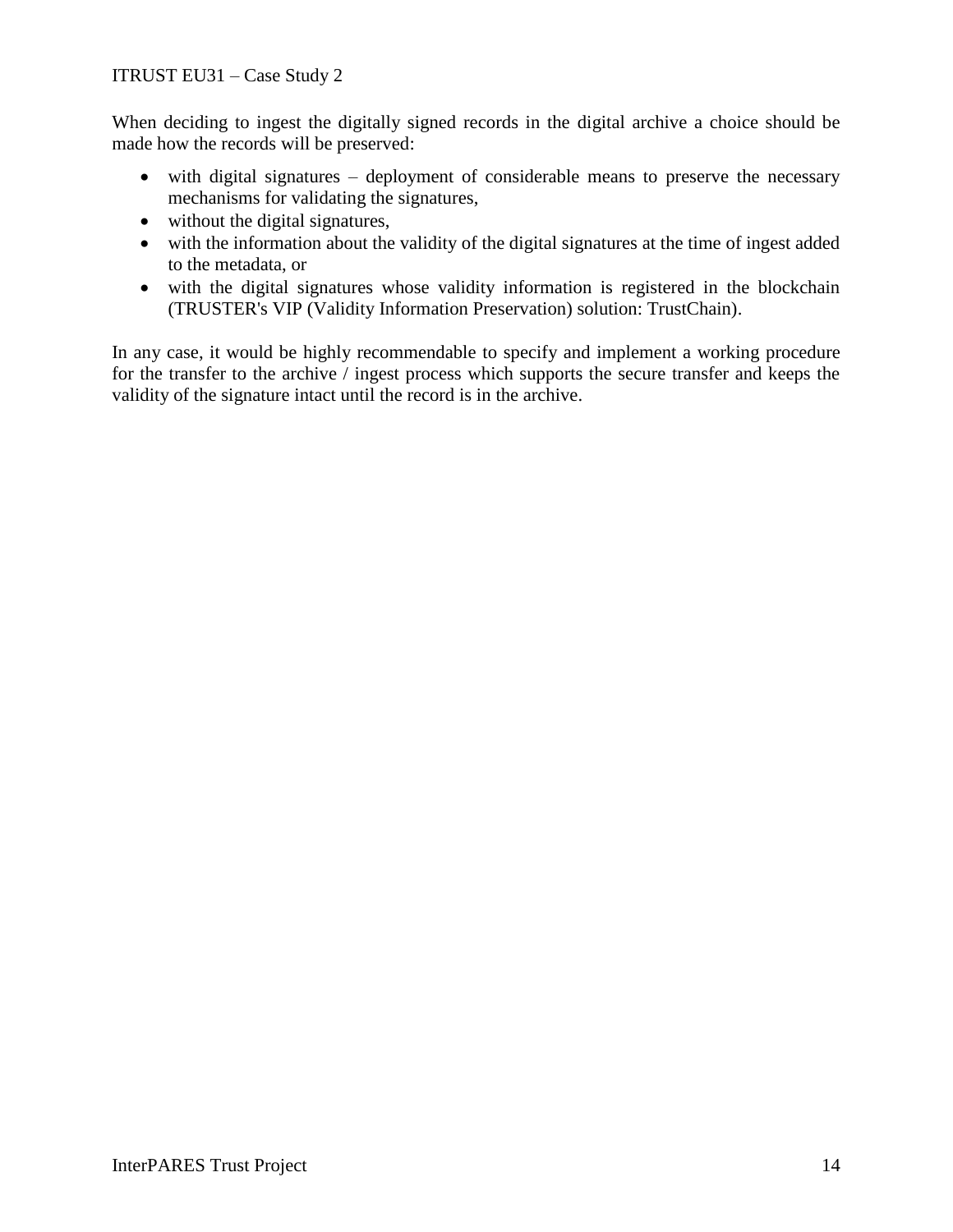When deciding to ingest the digitally signed records in the digital archive a choice should be made how the records will be preserved:

- with digital signatures – deployment of considerable means to preserve the necessary mechanisms for validating the signatures,
- without the digital signatures,
- with the information about the validity of the digital signatures at the time of ingest added to the metadata, or
- with the digital signatures whose validity information is registered in the blockchain (TRUSTER's VIP (Validity Information Preservation) solution: TrustChain).

In any case, it would be highly recommendable to specify and implement a working procedure for the transfer to the archive / ingest process which supports the secure transfer and keeps the validity of the signature intact until the record is in the archive.